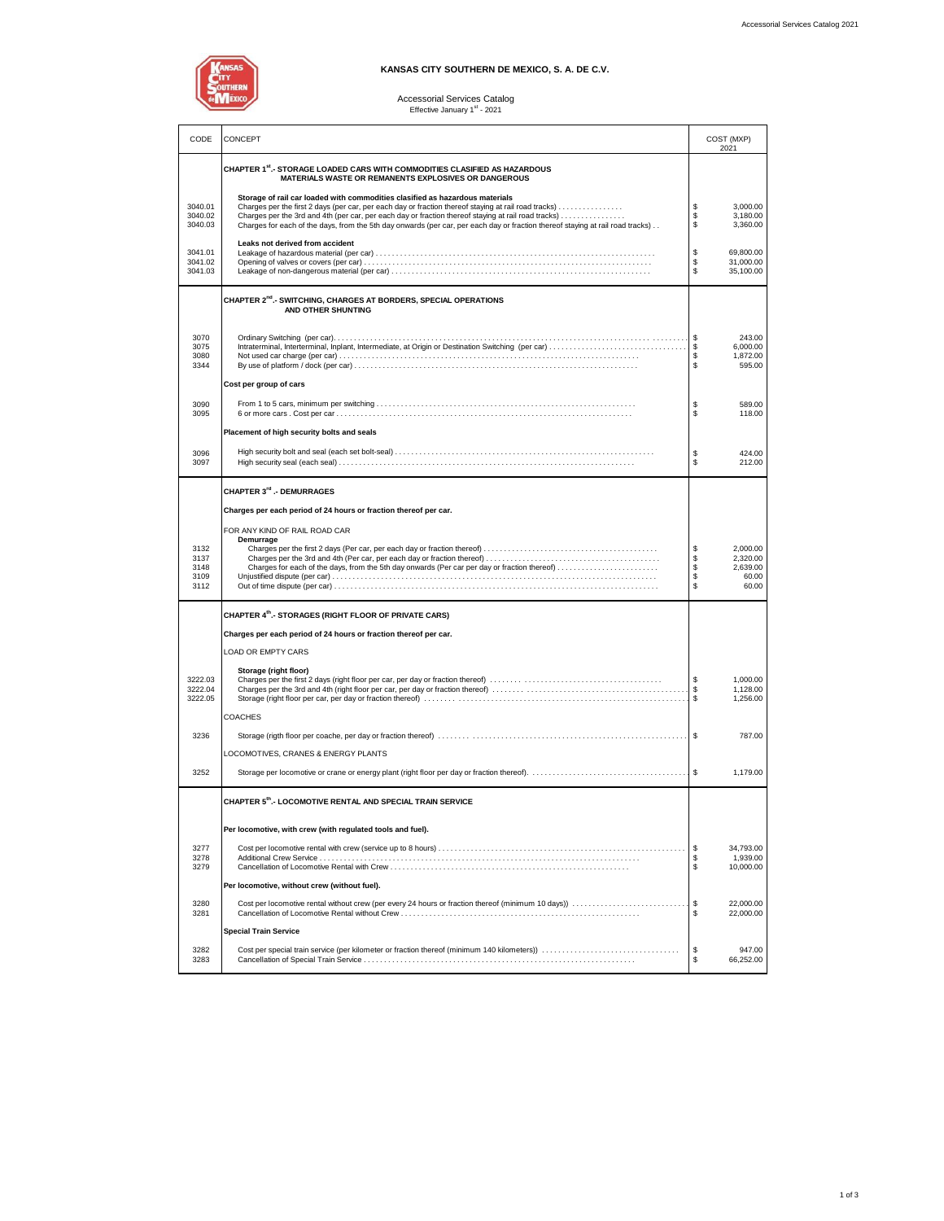# KANSAS CITY SOUTHERN DE MEXICO, S. A. DE C.V.

Accessorial Services Catalog
Effective January 1st - 2021

| CODE | CONCEPT | COST (MXP) 2021 |
|---|---|---|
| | **CHAPTER 1st.- STORAGE LOADED CARS WITH COMMODITIES CLASIFIED AS HAZARDOUS MATERIALS WASTE OR REMANENTS EXPLOSIVES OR DANGEROUS** | |
| | **Storage of rail car loaded with commodities classified as hazardous materials** | |
| 3040.01 | Charges per the first 2 days (per car, per each day or fraction thereof staying at rail road tracks) | $ 3,000.00 |
| 3040.02 | Charges per the 3rd and 4th (per car, per each day or fraction thereof staying at rail road tracks) | $ 3,180.00 |
| 3040.03 | Charges for each of the days, from the 5th day onwards (per car, per each day or fraction thereof staying at rail road tracks) | $ 3,360.00 |
| | **Leaks not derived from accident** | |
| 3041.01 | Leakage of hazardous material (per car) | $ 69,800.00 |
| 3041.02 | Opening of valves or covers (per car) | $ 31,000.00 |
| 3041.03 | Leakage of non-dangerous material (per car) | $ 35,100.00 |
| | **CHAPTER 2nd.- SWITCHING, CHARGES AT BORDERS, SPECIAL OPERATIONS AND OTHER SHUNTING** | |
| 3070 | Ordinary Switching (per car) | $ 243.00 |
| 3075 | Intraterminal, Interterminal, Inplant, Intermediate, at Origin or Destination Switching (per car) | $ 6,000.00 |
| 3080 | Not used car charge (per car) | $ 1,872.00 |
| 3344 | By use of platform / dock (per car) | $ 595.00 |
| | **Cost per group of cars** | |
| 3090 | From 1 to 5 cars, minimum per switching | $ 589.00 |
| 3095 | 6 or more cars . Cost per car | $ 118.00 |
| | **Placement of high security bolts and seals** | |
| 3096 | High security bolt and seal (each set bolt-seal) | $ 424.00 |
| 3097 | High security seal (each seal) | $ 212.00 |
| | **CHAPTER 3rd .- DEMURRAGES** | |
| | **Charges per each period of 24 hours or fraction thereof per car.** | |
| | FOR ANY KIND OF RAIL ROAD CAR | |
| | **Demurrage** | |
| 3132 | Charges per the first 2 days (Per car, per each day or fraction thereof) | $ 2,000.00 |
| 3137 | Charges per the 3rd and 4th (Per car, per each day or fraction thereof) | $ 2,320.00 |
| 3148 | Charges for each of the days, from the 5th day onwards (Per car per day or fraction thereof) | $ 2,639.00 |
| 3109 | Unjustified dispute (per car) | $ 60.00 |
| 3112 | Out of time dispute (per car) | $ 60.00 |
| | **CHAPTER 4th.- STORAGES (RIGHT FLOOR OF PRIVATE CARS)** | |
| | **Charges per each period of 24 hours or fraction thereof per car.** | |
| | LOAD OR EMPTY CARS | |
| | **Storage (right floor)** | |
| 3222.03 | Charges per the first 2 days (right floor per car, per day or fraction thereof) | $ 1,000.00 |
| 3222.04 | Charges per the 3rd and 4th (right floor per car, per day or fraction thereof) | $ 1,128.00 |
| 3222.05 | Storage (right floor per car, per day or fraction thereof) | $ 1,256.00 |
| | COACHES | |
| 3236 | Storage (rigth floor per coache, per day or fraction thereof) | $ 787.00 |
| | LOCOMOTIVES, CRANES & ENERGY PLANTS | |
| 3252 | Storage per locomotive or crane or energy plant (right floor per day or fraction thereof). | $ 1,179.00 |
| | **CHAPTER 5th.- LOCOMOTIVE RENTAL AND SPECIAL TRAIN SERVICE** | |
| | **Per locomotive, with crew (with regulated tools and fuel).** | |
| 3277 | Cost per locomotive rental with crew (service up to 8 hours) | $ 34,793.00 |
| 3278 | Additional Crew Service | $ 1,939.00 |
| 3279 | Cancellation of Locomotive Rental with Crew | $ 10,000.00 |
| | **Per locomotive, without crew (without fuel).** | |
| 3280 | Cost per locomotive rental without crew (per every 24 hours or fraction thereof (minimum 10 days)) | $ 22,000.00 |
| 3281 | Cancellation of Locomotive Rental without Crew | $ 22,000.00 |
| | **Special Train Service** | |
| 3282 | Cost per special train service (per kilometer or fraction thereof (minimum 140 kilometers)) | $ 947.00 |
| 3283 | Cancellation of Special Train Service | $ 66,252.00 |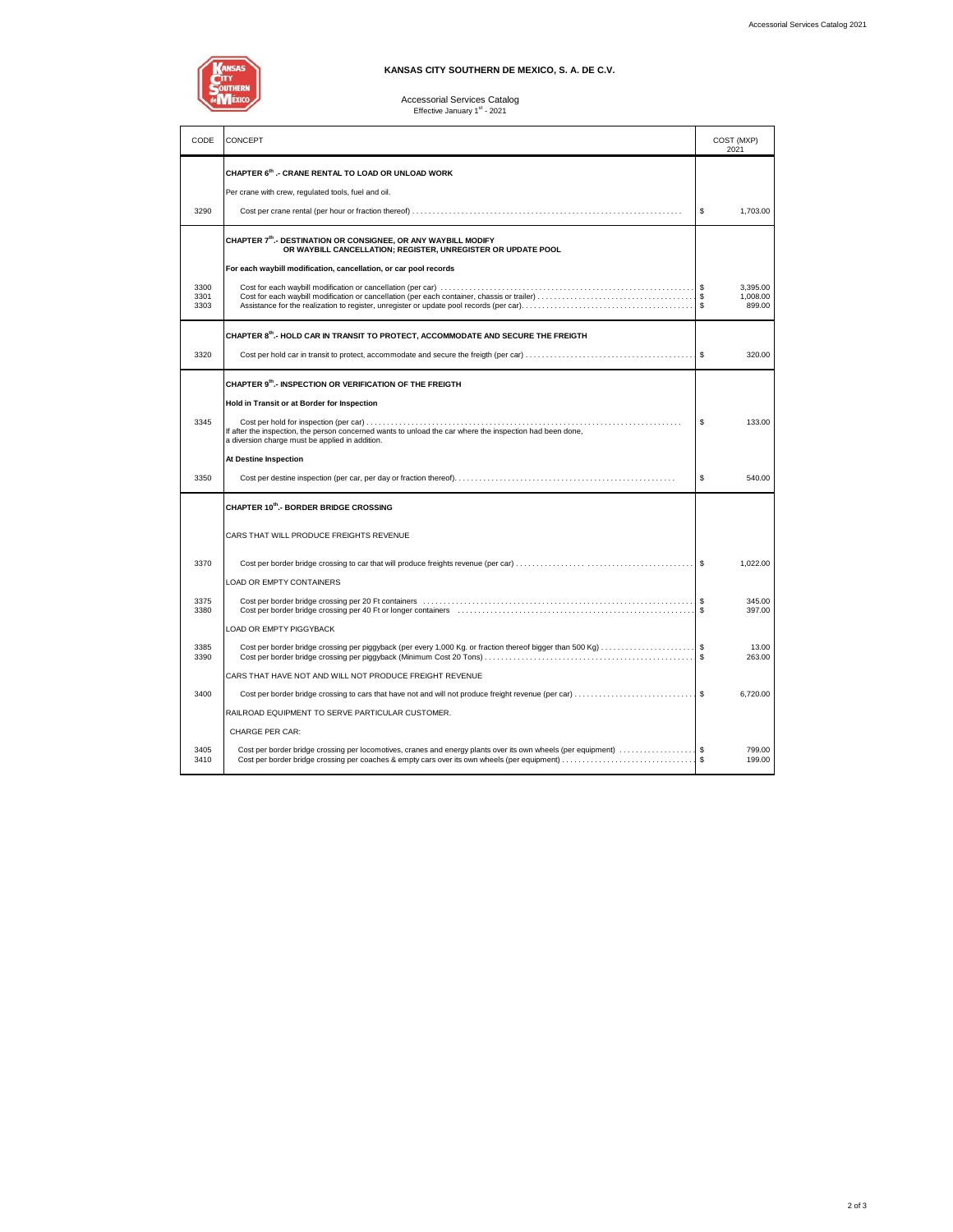**KANSAS CITY SOUTHERN DE MEXICO, S. A. DE C.V.**

Accessorial Services Catalog
Effective January 1st - 2021

| CODE | CONCEPT | COST (MXP) 2021 |
|---|---|---|
| | **CHAPTER 6th .- CRANE RENTAL TO LOAD OR UNLOAD WORK** | |
| | Per crane with crew, regulated tools, fuel and oil. | |
| 3290 | Cost per crane rental (per hour or fraction thereof) | $ 1,703.00 |
| | **CHAPTER 7th.- DESTINATION OR CONSIGNEE, OR ANY WAYBILL MODIFY OR WAYBILL CANCELLATION; REGISTER, UNREGISTER OR UPDATE POOL** | |
| | **For each waybill modification, cancellation, or car pool records** | |
| 3300 | Cost for each waybill modification or cancellation (per car) | $ 3,395.00 |
| 3301 | Cost for each waybill modification or cancellation (per each container, chassis or trailer) | $ 1,008.00 |
| 3303 | Assistance for the realization to register, unregister or update pool records (per car) | $ 899.00 |
| | **CHAPTER 8th.- HOLD CAR IN TRANSIT TO PROTECT, ACCOMMODATE AND SECURE THE FREIGTH** | |
| 3320 | Cost per hold car in transit to protect, accommodate and secure the freigth (per car) | $ 320.00 |
| | **CHAPTER 9th.- INSPECTION OR VERIFICATION OF THE FREIGTH** | |
| | **Hold in Transit or at Border for Inspection** | |
| 3345 | Cost per hold for inspection (per car)<br>If after the inspection, the person concerned wants to unload the car where the inspection had been done, a diversion charge must be applied in addition. | $ 133.00 |
| | **At Destine Inspection** | |
| 3350 | Cost per destine inspection (per car, per day or fraction thereof) | $ 540.00 |
| | **CHAPTER 10th.- BORDER BRIDGE CROSSING** | |
| | CARS THAT WILL PRODUCE FREIGHTS REVENUE | |
| 3370 | Cost per border bridge crossing to car that will produce freights revenue (per car) | $ 1,022.00 |
| | LOAD OR EMPTY CONTAINERS | |
| 3375 | Cost per border bridge crossing per 20 Ft containers | $ 345.00 |
| 3380 | Cost per border bridge crossing per 40 Ft or longer containers | $ 397.00 |
| | LOAD OR EMPTY PIGGYBACK | |
| 3385 | Cost per border bridge crossing per piggyback (per every 1,000 Kg. or fraction thereof bigger than 500 Kg) | $ 13.00 |
| 3390 | Cost per border bridge crossing per piggyback (Minimum Cost 20 Tons) | $ 263.00 |
| | CARS THAT HAVE NOT AND WILL NOT PRODUCE FREIGHT REVENUE | |
| 3400 | Cost per border bridge crossing to cars that have not and will not produce freight revenue (per car) | $ 6,720.00 |
| | RAILROAD EQUIPMENT TO SERVE PARTICULAR CUSTOMER. | |
| | CHARGE PER CAR: | |
| 3405 | Cost per border bridge crossing per locomotives, cranes and energy plants over its own wheels (per equipment) | $ 799.00 |
| 3410 | Cost per border bridge crossing per coaches & empty cars over its own wheels (per equipment) | $ 199.00 |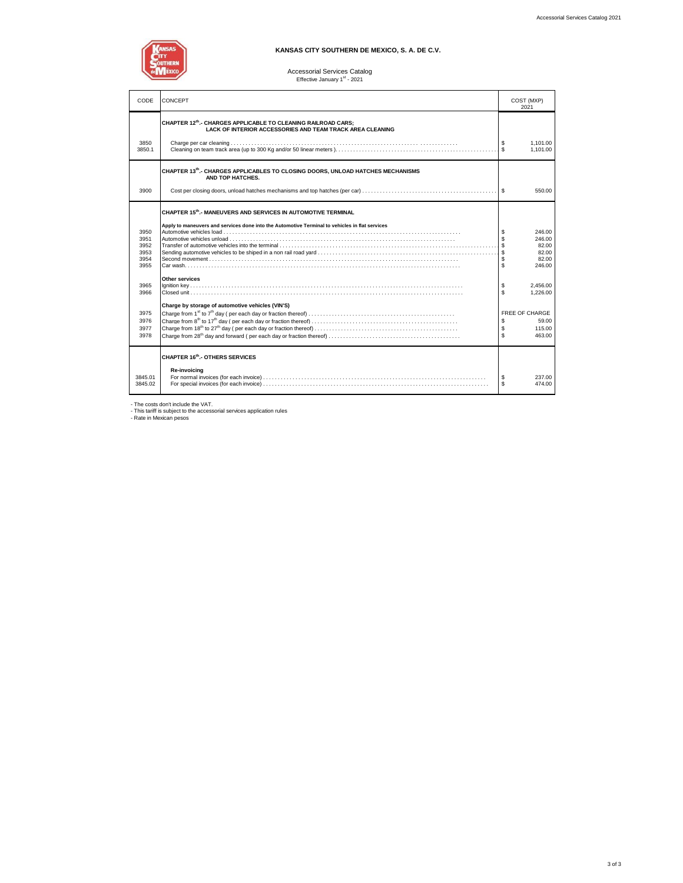**KANSAS CITY SOUTHERN DE MEXICO, S. A. DE C.V.**

Accessorial Services Catalog
Effective January 1st - 2021

| CODE | CONCEPT | COST (MXP) 2021 |
|---|---|---|
| | **CHAPTER 12th.- CHARGES APPLICABLE TO CLEANING RAILROAD CARS; LACK OF INTERIOR ACCESSORIES AND TEAM TRACK AREA CLEANING** | |
| 3850 | Charge per car cleaning | $ 1,101.00 |
| 3850.1 | Cleaning on team track area (up to 300 Kg and/or 50 linear meters ). | $ 1,101.00 |
| | **CHAPTER 13th.- CHARGES APPLICABLES TO CLOSING DOORS, UNLOAD HATCHES MECHANISMS AND TOP HATCHES.** | |
| 3900 | Cost per closing doors, unload hatches mechanisms and top hatches (per car) | $ 550.00 |
| | **CHAPTER 15th.- MANEUVERS AND SERVICES IN AUTOMOTIVE TERMINAL** | |
| | **Apply to maneuvers and services done into the Automotive Terminal to vehicles in flat services** | |
| 3950 | Automotive vehicles load | $ 246.00 |
| 3951 | Automotive vehicles unload | $ 246.00 |
| 3952 | Transfer of automotive vehicles into the terminal | $ 82.00 |
| 3953 | Sending automotive vehicles to be shiped in a non rail road yard | $ 82.00 |
| 3954 | Second movement | $ 82.00 |
| 3955 | Car wash. | $ 246.00 |
| | **Other services** | |
| 3965 | Ignition key | $ 2,456.00 |
| 3966 | Closed unit | $ 1,226.00 |
| | **Charge by storage of automotive vehicles (VIN'S)** | |
| 3975 | Charge from 1st to 7th day ( per each day or fraction thereof) | FREE OF CHARGE |
| 3976 | Charge from 8th to 17th day ( per each day or fraction thereof) | $ 59.00 |
| 3977 | Charge from 18th to 27th day ( per each day or fraction thereof) | $ 115.00 |
| 3978 | Charge from 28th day and forward ( per each day or fraction thereof) | $ 463.00 |
| | **CHAPTER 16th.- OTHERS SERVICES** | |
| | **Re-invoicing** | |
| 3845.01 | For normal invoices (for each invoice) | $ 237.00 |
| 3845.02 | For special invoices (for each invoice) | $ 474.00 |

- The costs don't include the VAT.
- This tariff is subject to the accessorial services application rules
- Rate in Mexican pesos